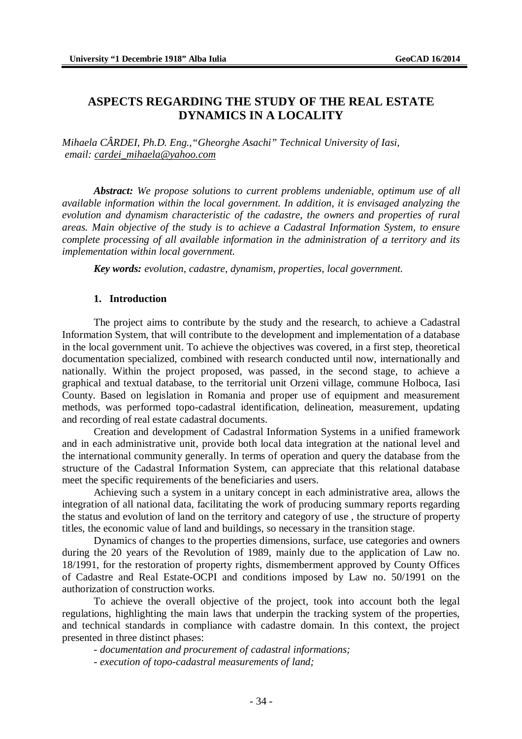# ASPECTS REGARDING THE STUDY OF THE REAL ESTATE DYNAMICS IN A LOCALITY

*Mihaela CÂRDEI, Ph.D. Eng.,"Gheorghe Asachi" Technical University of Iasi, email: cardei_mihaela@yahoo.com*

***Abstract:*** *We propose solutions to current problems undeniable, optimum use of all available information within the local government. In addition, it is envisaged analyzing the evolution and dynamism characteristic of the cadastre, the owners and properties of rural areas. Main objective of the study is to achieve a Cadastral Information System, to ensure complete processing of all available information in the administration of a territory and its implementation within local government.*

***Key words:*** *evolution, cadastre, dynamism, properties, local government.*

## 1. Introduction

The project aims to contribute by the study and the research, to achieve a Cadastral Information System, that will contribute to the development and implementation of a database in the local government unit. To achieve the objectives was covered, in a first step, theoretical documentation specialized, combined with research conducted until now, internationally and nationally. Within the project proposed, was passed, in the second stage, to achieve a graphical and textual database, to the territorial unit Orzeni village, commune Holboca, Iasi County. Based on legislation in Romania and proper use of equipment and measurement methods, was performed topo-cadastral identification, delineation, measurement, updating and recording of real estate cadastral documents.

Creation and development of Cadastral Information Systems in a unified framework and in each administrative unit, provide both local data integration at the national level and the international community generally. In terms of operation and query the database from the structure of the Cadastral Information System, can appreciate that this relational database meet the specific requirements of the beneficiaries and users.

Achieving such a system in a unitary concept in each administrative area, allows the integration of all national data, facilitating the work of producing summary reports regarding the status and evolution of land on the territory and category of use , the structure of property titles, the economic value of land and buildings, so necessary in the transition stage.

Dynamics of changes to the properties dimensions, surface, use categories and owners during the 20 years of the Revolution of 1989, mainly due to the application of Law no. 18/1991, for the restoration of property rights, dismemberment approved by County Offices of Cadastre and Real Estate-OCPI and conditions imposed by Law no. 50/1991 on the authorization of construction works.

To achieve the overall objective of the project, took into account both the legal regulations, highlighting the main laws that underpin the tracking system of the properties, and technical standards in compliance with cadastre domain. In this context, the project presented in three distinct phases:

- *documentation and procurement of cadastral informations;*
- *execution of topo-cadastral measurements of land;*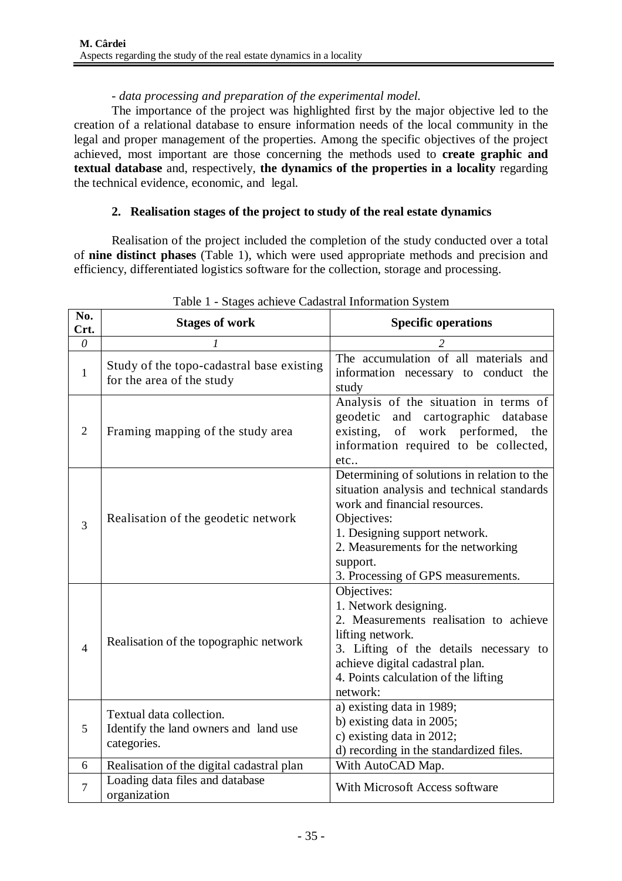- *data processing and preparation of the experimental model.*

The importance of the project was highlighted first by the major objective led to the creation of a relational database to ensure information needs of the local community in the legal and proper management of the properties. Among the specific objectives of the project achieved, most important are those concerning the methods used to **create graphic and textual database** and, respectively, **the dynamics of the properties in a locality** regarding the technical evidence, economic, and legal.

## 2. Realisation stages of the project to study of the real estate dynamics

Realisation of the project included the completion of the study conducted over a total of **nine distinct phases** (Table 1), which were used appropriate methods and precision and efficiency, differentiated logistics software for the collection, storage and processing.

Table 1 - Stages achieve Cadastral Information System

| No. Crt. | Stages of work | Specific operations |
|---|---|---|
| *0* | *1* | *2* |
| 1 | Study of the topo-cadastral base existing for the area of the study | The accumulation of all materials and information necessary to conduct the study |
| 2 | Framing mapping of the study area | Analysis of the situation in terms of geodetic and cartographic database existing, of work performed, the information required to be collected, etc.. |
| 3 | Realisation of the geodetic network | Determining of solutions in relation to the situation analysis and technical standards work and financial resources.<br>Objectives:<br>1. Designing support network.<br>2. Measurements for the networking support.<br>3. Processing of GPS measurements. |
| 4 | Realisation of the topographic network | Objectives:<br>1. Network designing.<br>2. Measurements realisation to achieve lifting network.<br>3. Lifting of the details necessary to achieve digital cadastral plan.<br>4. Points calculation of the lifting network: |
| 5 | Textual data collection.<br>Identify the land owners and land use categories. | a) existing data in 1989;<br>b) existing data in 2005;<br>c) existing data in 2012;<br>d) recording in the standardized files. |
| 6 | Realisation of the digital cadastral plan | With AutoCAD Map. |
| 7 | Loading data files and database organization | With Microsoft Access software |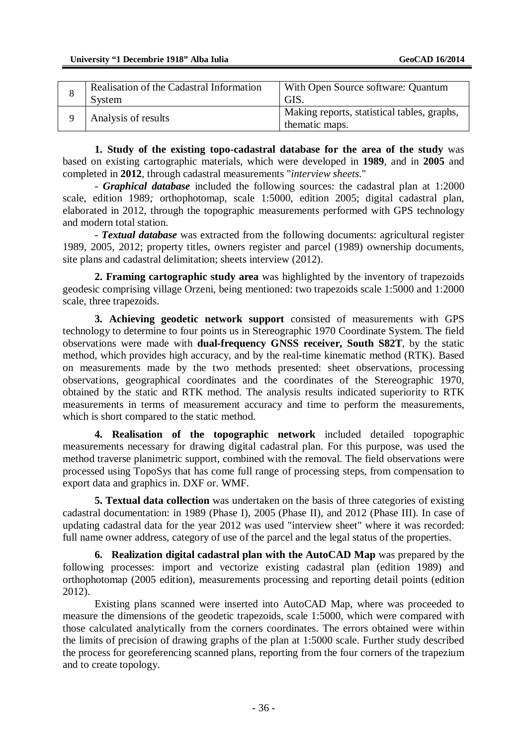| | | |
|---|---|---|
| 8 | Realisation of the Cadastral Information System | With Open Source software: Quantum GIS. |
| 9 | Analysis of results | Making reports, statistical tables, graphs, thematic maps. |

**1. Study of the existing topo-cadastral database for the area of the study** was based on existing cartographic materials, which were developed in **1989**, and in **2005** and completed in **2012**, through cadastral measurements "*interview sheets*."

- ***Graphical database*** included the following sources: the cadastral plan at 1:2000 scale, edition 1989*;* orthophotomap, scale 1:5000, edition 2005; digital cadastral plan, elaborated in 2012, through the topographic measurements performed with GPS technology and modern total station.

- ***Textual database*** was extracted from the following documents: agricultural register 1989, 2005, 2012; property titles, owners register and parcel (1989) ownership documents, site plans and cadastral delimitation; sheets interview (2012).

**2. Framing cartographic study area** was highlighted by the inventory of trapezoids geodesic comprising village Orzeni, being mentioned: two trapezoids scale 1:5000 and 1:2000 scale, three trapezoids.

**3. Achieving geodetic network support** consisted of measurements with GPS technology to determine to four points us in Stereographic 1970 Coordinate System. The field observations were made with **dual-frequency GNSS receiver, South S82T**, by the static method, which provides high accuracy, and by the real-time kinematic method (RTK). Based on measurements made by the two methods presented: sheet observations, processing observations, geographical coordinates and the coordinates of the Stereographic 1970, obtained by the static and RTK method. The analysis results indicated superiority to RTK measurements in terms of measurement accuracy and time to perform the measurements, which is short compared to the static method.

**4. Realisation of the topographic network** included detailed topographic measurements necessary for drawing digital cadastral plan. For this purpose, was used the method traverse planimetric support, combined with the removal. The field observations were processed using TopoSys that has come full range of processing steps, from compensation to export data and graphics in. DXF or. WMF.

**5. Textual data collection** was undertaken on the basis of three categories of existing cadastral documentation: in 1989 (Phase I), 2005 (Phase II), and 2012 (Phase III). In case of updating cadastral data for the year 2012 was used "interview sheet" where it was recorded: full name owner address, category of use of the parcel and the legal status of the properties.

**6. Realization digital cadastral plan with the AutoCAD Map** was prepared by the following processes: import and vectorize existing cadastral plan (edition 1989) and orthophotomap (2005 edition), measurements processing and reporting detail points (edition 2012).

Existing plans scanned were inserted into AutoCAD Map, where was proceeded to measure the dimensions of the geodetic trapezoids, scale 1:5000, which were compared with those calculated analytically from the corners coordinates. The errors obtained were within the limits of precision of drawing graphs of the plan at 1:5000 scale. Further study described the process for georeferencing scanned plans, reporting from the four corners of the trapezium and to create topology.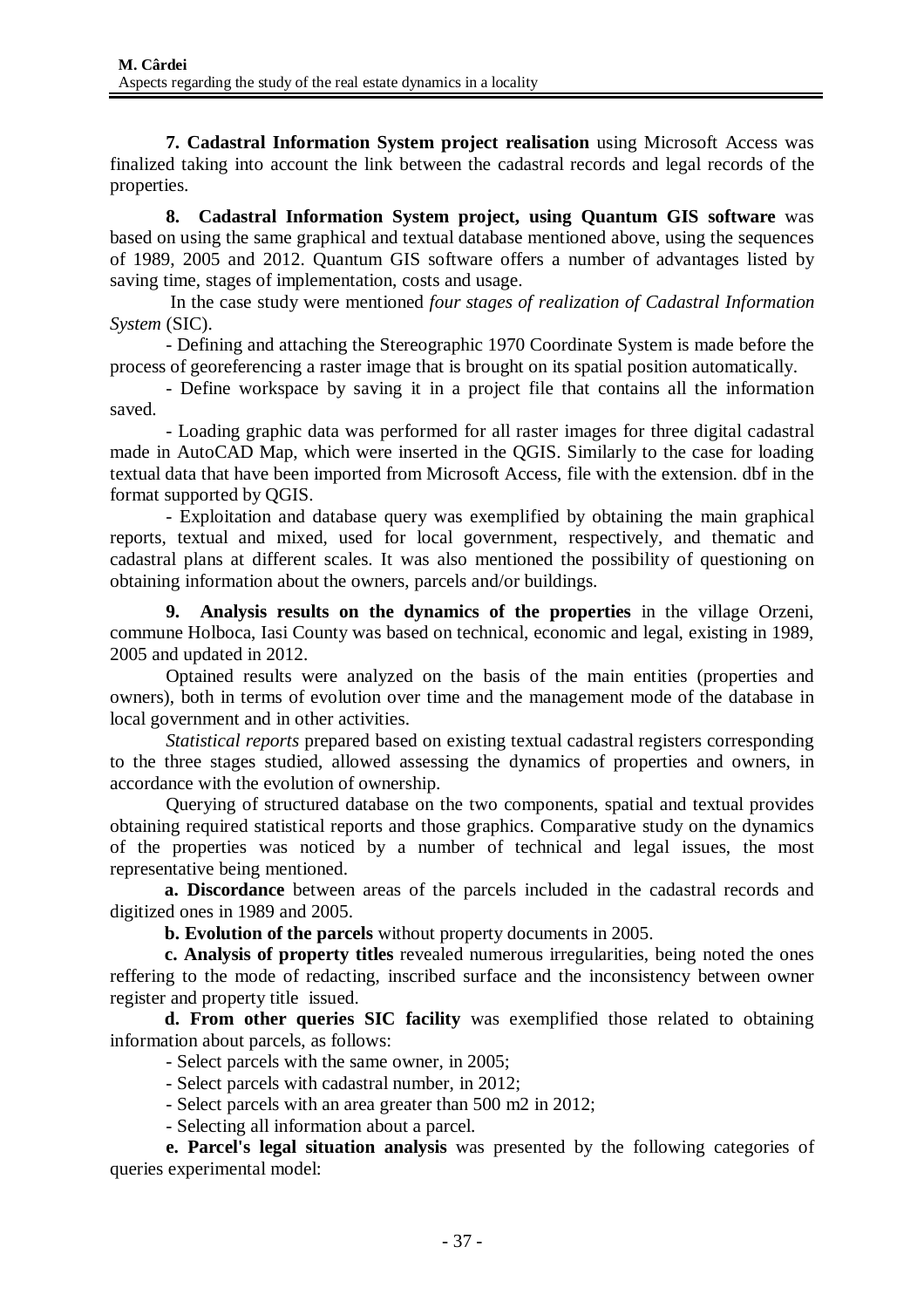**7. Cadastral Information System project realisation** using Microsoft Access was finalized taking into account the link between the cadastral records and legal records of the properties.

**8. Cadastral Information System project, using Quantum GIS software** was based on using the same graphical and textual database mentioned above, using the sequences of 1989, 2005 and 2012. Quantum GIS software offers a number of advantages listed by saving time, stages of implementation, costs and usage.

In the case study were mentioned *four stages of realization of Cadastral Information System* (SIC).

- Defining and attaching the Stereographic 1970 Coordinate System is made before the process of georeferencing a raster image that is brought on its spatial position automatically.
- Define workspace by saving it in a project file that contains all the information saved.
- Loading graphic data was performed for all raster images for three digital cadastral made in AutoCAD Map, which were inserted in the QGIS. Similarly to the case for loading textual data that have been imported from Microsoft Access, file with the extension. dbf in the format supported by QGIS.
- Exploitation and database query was exemplified by obtaining the main graphical reports, textual and mixed, used for local government, respectively, and thematic and cadastral plans at different scales. It was also mentioned the possibility of questioning on obtaining information about the owners, parcels and/or buildings.

**9. Analysis results on the dynamics of the properties** in the village Orzeni, commune Holboca, Iasi County was based on technical, economic and legal, existing in 1989, 2005 and updated in 2012.

Optained results were analyzed on the basis of the main entities (properties and owners), both in terms of evolution over time and the management mode of the database in local government and in other activities.

*Statistical reports* prepared based on existing textual cadastral registers corresponding to the three stages studied, allowed assessing the dynamics of properties and owners, in accordance with the evolution of ownership.

Querying of structured database on the two components, spatial and textual provides obtaining required statistical reports and those graphics. Comparative study on the dynamics of the properties was noticed by a number of technical and legal issues, the most representative being mentioned.

**a. Discordance** between areas of the parcels included in the cadastral records and digitized ones in 1989 and 2005.

**b. Evolution of the parcels** without property documents in 2005.

**c. Analysis of property titles** revealed numerous irregularities, being noted the ones reffering to the mode of redacting, inscribed surface and the inconsistency between owner register and property title issued.

**d. From other queries SIC facility** was exemplified those related to obtaining information about parcels, as follows:

- Select parcels with the same owner, in 2005;
- Select parcels with cadastral number, in 2012;
- Select parcels with an area greater than 500 m2 in 2012;
- Selecting all information about a parcel.

**e. Parcel's legal situation analysis** was presented by the following categories of queries experimental model: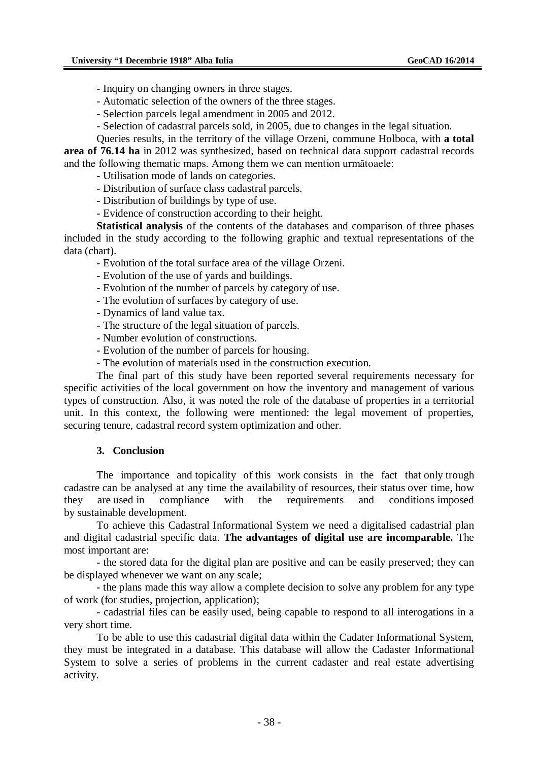- Inquiry on changing owners in three stages.

- Automatic selection of the owners of the three stages.

- Selection parcels legal amendment in 2005 and 2012.

- Selection of cadastral parcels sold, in 2005, due to changes in the legal situation.

Queries results, in the territory of the village Orzeni, commune Holboca, with **a total area of 76.14 ha** in 2012 was synthesized, based on technical data support cadastral records and the following thematic maps. Among them we can mention următoaele:

- Utilisation mode of lands on categories.

- Distribution of surface class cadastral parcels.

- Distribution of buildings by type of use.

- Evidence of construction according to their height.

**Statistical analysis** of the contents of the databases and comparison of three phases included in the study according to the following graphic and textual representations of the data (chart).

- Evolution of the total surface area of the village Orzeni.

- Evolution of the use of yards and buildings.

- Evolution of the number of parcels by category of use.

- The evolution of surfaces by category of use.

- Dynamics of land value tax.

- The structure of the legal situation of parcels.

- Number evolution of constructions.

- Evolution of the number of parcels for housing.

- The evolution of materials used in the construction execution.

The final part of this study have been reported several requirements necessary for specific activities of the local government on how the inventory and management of various types of construction. Also, it was noted the role of the database of properties in a territorial unit. In this context, the following were mentioned: the legal movement of properties, securing tenure, cadastral record system optimization and other.

## 3. Conclusion

The importance and topicality of this work consists in the fact that only trough cadastre can be analysed at any time the availability of resources, their status over time, how they are used in compliance with the requirements and conditions imposed by sustainable development.

To achieve this Cadastral Informational System we need a digitalised cadastrial plan and digital cadastrial specific data. **The advantages of digital use are incomparable.** The most important are:

- the stored data for the digital plan are positive and can be easily preserved; they can be displayed whenever we want on any scale;

- the plans made this way allow a complete decision to solve any problem for any type of work (for studies, projection, application);

- cadastrial files can be easily used, being capable to respond to all interogations in a very short time.

To be able to use this cadastrial digital data within the Cadater Informational System, they must be integrated in a database. This database will allow the Cadaster Informational System to solve a series of problems in the current cadaster and real estate advertising activity.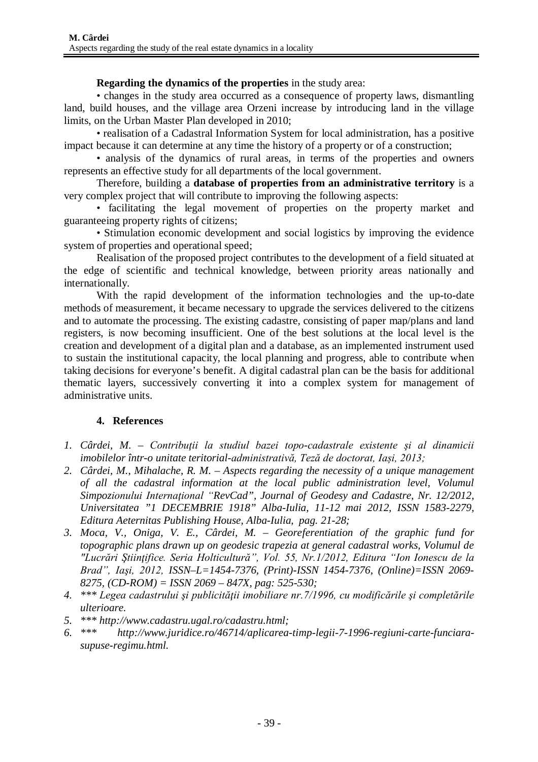**Regarding the dynamics of the properties** in the study area:

• changes in the study area occurred as a consequence of property laws, dismantling land, build houses, and the village area Orzeni increase by introducing land in the village limits, on the Urban Master Plan developed in 2010;

• realisation of a Cadastral Information System for local administration, has a positive impact because it can determine at any time the history of a property or of a construction;

• analysis of the dynamics of rural areas, in terms of the properties and owners represents an effective study for all departments of the local government.

Therefore, building a **database of properties from an administrative territory** is a very complex project that will contribute to improving the following aspects:

• facilitating the legal movement of properties on the property market and guaranteeing property rights of citizens;

• Stimulation economic development and social logistics by improving the evidence system of properties and operational speed;

Realisation of the proposed project contributes to the development of a field situated at the edge of scientific and technical knowledge, between priority areas nationally and internationally.

With the rapid development of the information technologies and the up-to-date methods of measurement, it became necessary to upgrade the services delivered to the citizens and to automate the processing. The existing cadastre, consisting of paper map/plans and land registers, is now becoming insufficient. One of the best solutions at the local level is the creation and development of a digital plan and a database, as an implemented instrument used to sustain the institutional capacity, the local planning and progress, able to contribute when taking decisions for everyone's benefit. A digital cadastral plan can be the basis for additional thematic layers, successively converting it into a complex system for management of administrative units.

## 4. References

1. *Cârdei, M. – Contribuţii la studiul bazei topo-cadastrale existente şi al dinamicii imobilelor într-o unitate teritorial-administrativă, Teză de doctorat, Iași, 2013;*
2. *Cârdei, M., Mihalache, R. M. – Aspects regarding the necessity of a unique management of all the cadastral information at the local public administration level, Volumul Simpozionului Internaţional "RevCad", Journal of Geodesy and Cadastre, Nr. 12/2012, Universitatea "1 DECEMBRIE 1918" Alba-Iulia, 11-12 mai 2012, ISSN 1583-2279, Editura Aeternitas Publishing House, Alba-Iulia, pag. 21-28;*
3. *Moca, V., Oniga, V. E., Cârdei, M. – Georeferentiation of the graphic fund for topographic plans drawn up on geodesic trapezia at general cadastral works, Volumul de "Lucrări Ştiinţifice. Seria Holticultură", Vol. 55, Nr.1/2012, Editura "Ion Ionescu de la Brad", Iaşi, 2012, ISSN–L=1454-7376, (Print)-ISSN 1454-7376, (Online)=ISSN 2069-8275, (CD-ROM) = ISSN 2069 – 847X, pag: 525-530;*
4. *\*\*\* Legea cadastrului şi publicităţii imobiliare nr.7/1996, cu modificările şi completările ulterioare.*
5. *\*\*\* http://www.cadastru.ugal.ro/cadastru.html;*
6. *\*\*\* http://www.juridice.ro/46714/aplicarea-timp-legii-7-1996-regiuni-carte-funciara-supuse-regimu.html.*